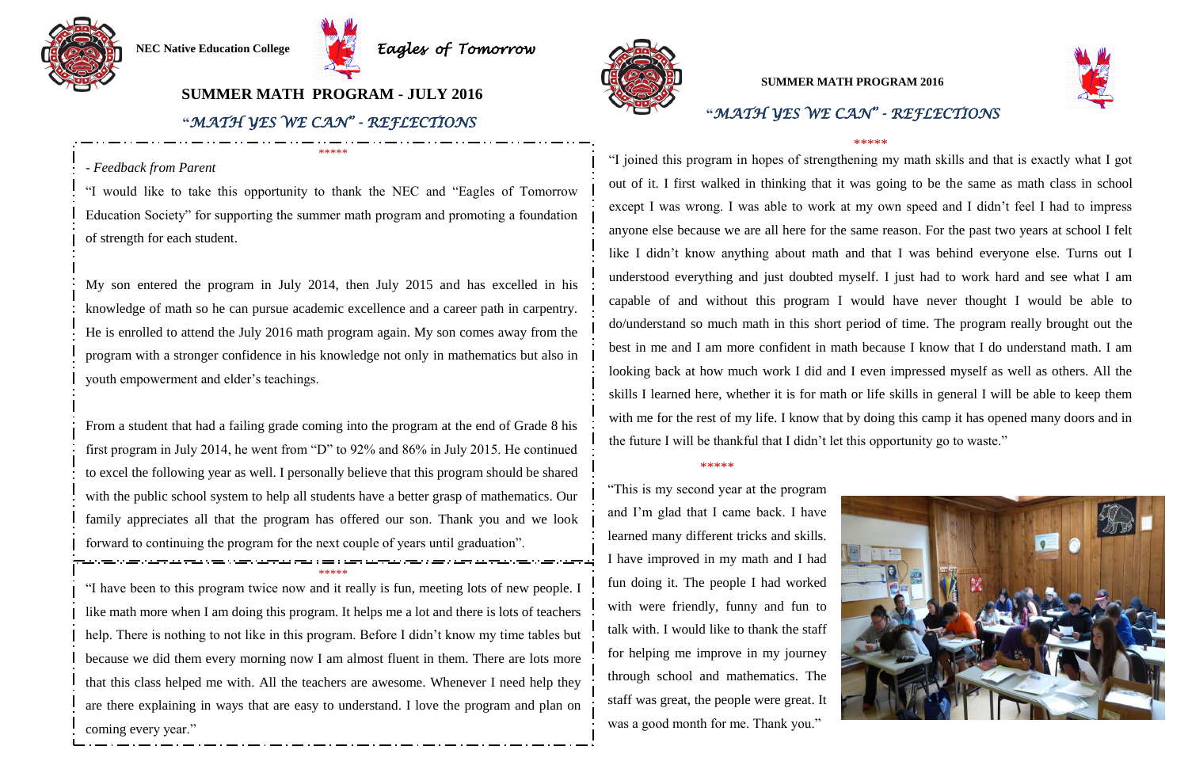NEC Native Education College

*Eagles of Tomorrow*

## SUMMER MATH PROGRAM - JULY 2016

### "*MATH YES WE CAN*" - *REFLECTIONS*

*****

*- Feedback from Parent*

"I would like to take this opportunity to thank the NEC and "Eagles of Tomorrow Education Society" for supporting the summer math program and promoting a foundation of strength for each student.

My son entered the program in July 2014, then July 2015 and has excelled in his knowledge of math so he can pursue academic excellence and a career path in carpentry. He is enrolled to attend the July 2016 math program again. My son comes away from the program with a stronger confidence in his knowledge not only in mathematics but also in youth empowerment and elder's teachings.

From a student that had a failing grade coming into the program at the end of Grade 8 his first program in July 2014, he went from "D" to 92% and 86% in July 2015. He continued to excel the following year as well. I personally believe that this program should be shared with the public school system to help all students have a better grasp of mathematics. Our family appreciates all that the program has offered our son. Thank you and we look forward to continuing the program for the next couple of years until graduation".

*****

"I have been to this program twice now and it really is fun, meeting lots of new people. I like math more when I am doing this program. It helps me a lot and there is lots of teachers help. There is nothing to not like in this program. Before I didn't know my time tables but because we did them every morning now I am almost fluent in them. There are lots more that this class helped me with. All the teachers are awesome. Whenever I need help they are there explaining in ways that are easy to understand. I love the program and plan on coming every year."

## SUMMER MATH PROGRAM 2016

### "*MATH YES WE CAN*" - *REFLECTIONS*

*****

"I joined this program in hopes of strengthening my math skills and that is exactly what I got out of it. I first walked in thinking that it was going to be the same as math class in school except I was wrong. I was able to work at my own speed and I didn't feel I had to impress anyone else because we are all here for the same reason. For the past two years at school I felt like I didn't know anything about math and that I was behind everyone else. Turns out I understood everything and just doubted myself. I just had to work hard and see what I am capable of and without this program I would have never thought I would be able to do/understand so much math in this short period of time. The program really brought out the best in me and I am more confident in math because I know that I do understand math. I am looking back at how much work I did and I even impressed myself as well as others. All the skills I learned here, whether it is for math or life skills in general I will be able to keep them with me for the rest of my life. I know that by doing this camp it has opened many doors and in the future I will be thankful that I didn't let this opportunity go to waste."

*****

"This is my second year at the program and I'm glad that I came back. I have learned many different tricks and skills. I have improved in my math and I had fun doing it. The people I had worked with were friendly, funny and fun to talk with. I would like to thank the staff for helping me improve in my journey through school and mathematics. The staff was great, the people were great. It was a good month for me. Thank you."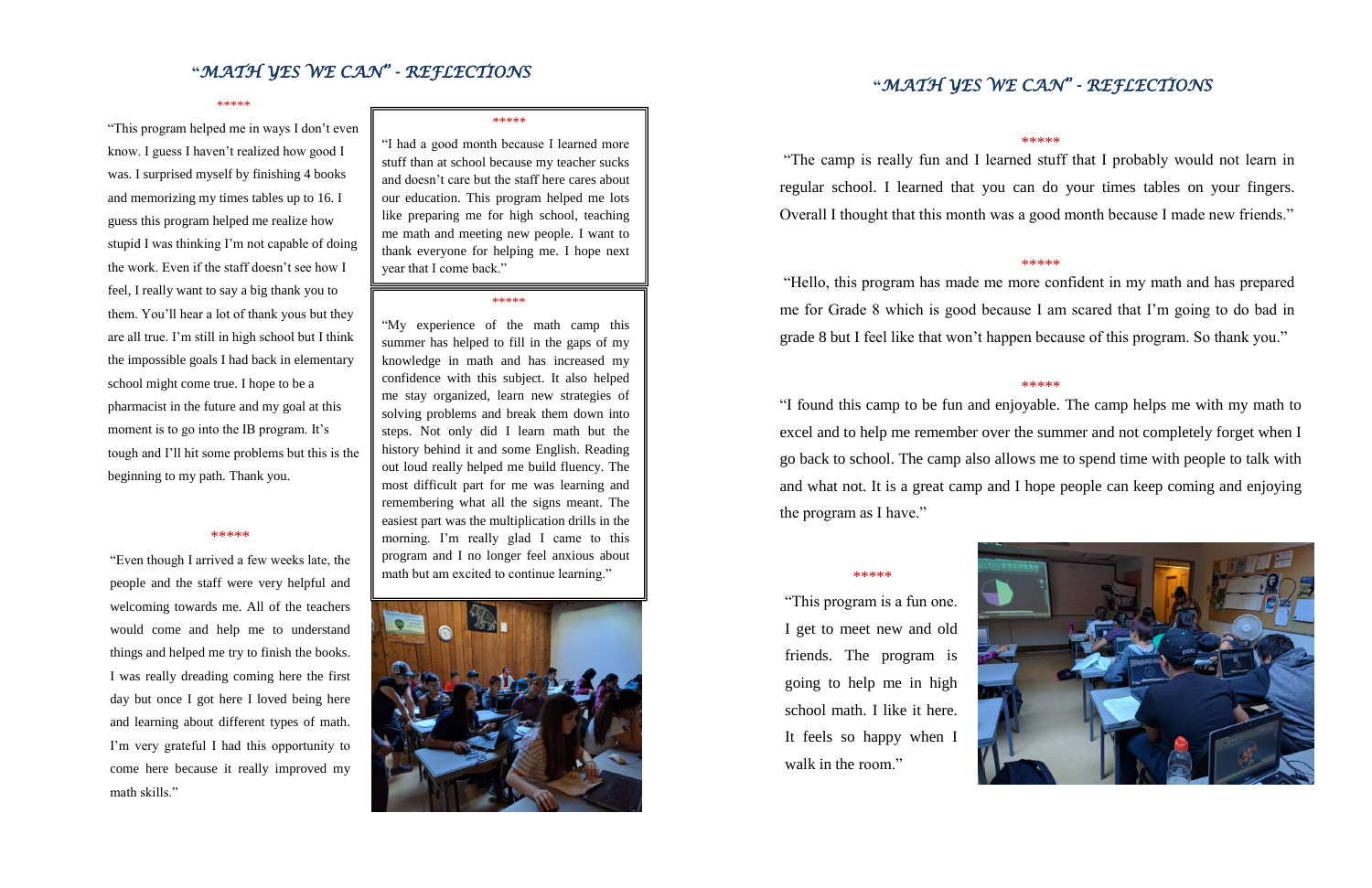## "MATH YES WE CAN" - REFLECTIONS

*****

"This program helped me in ways I don't even know. I guess I haven't realized how good I was. I surprised myself by finishing 4 books and memorizing my times tables up to 16. I guess this program helped me realize how stupid I was thinking I'm not capable of doing the work. Even if the staff doesn't see how I feel, I really want to say a big thank you to them. You'll hear a lot of thank yous but they are all true. I'm still in high school but I think the impossible goals I had back in elementary school might come true. I hope to be a pharmacist in the future and my goal at this moment is to go into the IB program. It's tough and I'll hit some problems but this is the beginning to my path. Thank you.

*****

"Even though I arrived a few weeks late, the people and the staff were very helpful and welcoming towards me. All of the teachers would come and help me to understand things and helped me try to finish the books. I was really dreading coming here the first day but once I got here I loved being here and learning about different types of math. I'm very grateful I had this opportunity to come here because it really improved my math skills."

*****

"I had a good month because I learned more stuff than at school because my teacher sucks and doesn't care but the staff here cares about our education. This program helped me lots like preparing me for high school, teaching me math and meeting new people. I want to thank everyone for helping me. I hope next year that I come back."

*****

"My experience of the math camp this summer has helped to fill in the gaps of my knowledge in math and has increased my confidence with this subject. It also helped me stay organized, learn new strategies of solving problems and break them down into steps. Not only did I learn math but the history behind it and some English. Reading out loud really helped me build fluency. The most difficult part for me was learning and remembering what all the signs meant. The easiest part was the multiplication drills in the morning. I'm really glad I came to this program and I no longer feel anxious about math but am excited to continue learning."

## "MATH YES WE CAN" - REFLECTIONS

*****

"The camp is really fun and I learned stuff that I probably would not learn in regular school. I learned that you can do your times tables on your fingers. Overall I thought that this month was a good month because I made new friends."

*****

"Hello, this program has made me more confident in my math and has prepared me for Grade 8 which is good because I am scared that I'm going to do bad in grade 8 but I feel like that won't happen because of this program. So thank you."

*****

"I found this camp to be fun and enjoyable. The camp helps me with my math to excel and to help me remember over the summer and not completely forget when I go back to school. The camp also allows me to spend time with people to talk with and what not. It is a great camp and I hope people can keep coming and enjoying the program as I have."

*****

"This program is a fun one. I get to meet new and old friends. The program is going to help me in high school math. I like it here. It feels so happy when I walk in the room."